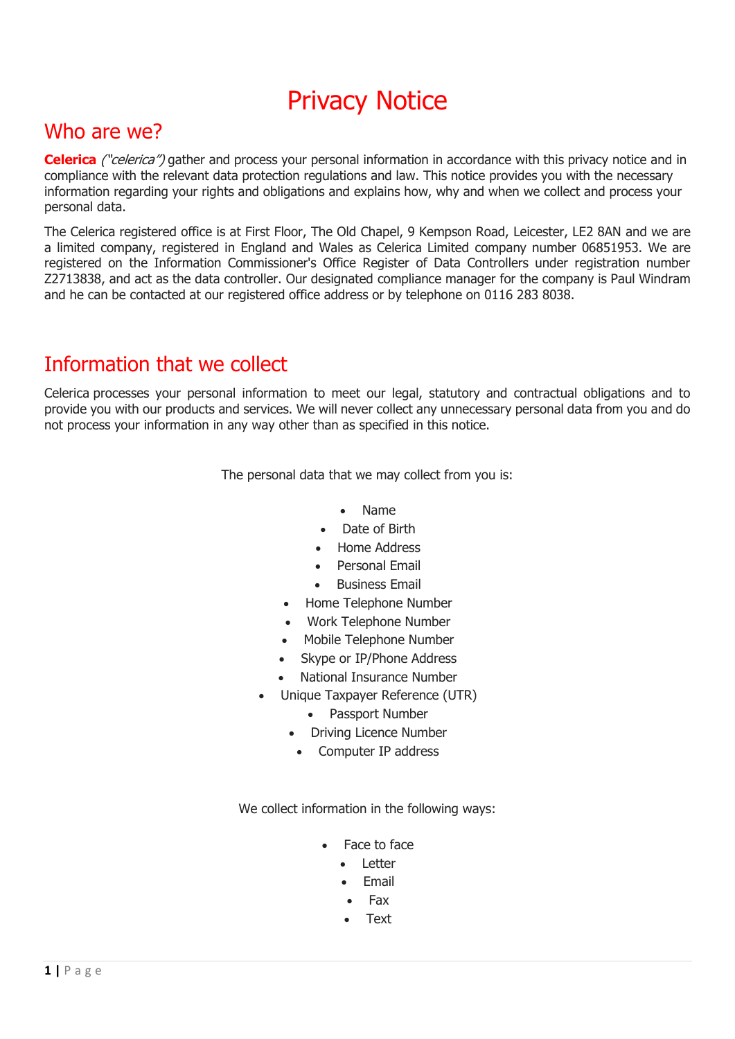# Privacy Notice

## Who are we?

**Celerica** *("celerica")* gather and process your personal information in accordance with this privacy notice and in compliance with the relevant data protection regulations and law. This notice provides you with the necessary information regarding your rights and obligations and explains how, why and when we collect and process your personal data.

The Celerica registered office is at First Floor, The Old Chapel, 9 Kempson Road, Leicester, LE2 8AN and we are a limited company, registered in England and Wales as Celerica Limited company number 06851953. We are registered on the Information Commissioner's Office Register of Data Controllers under registration number Z2713838, and act as the data controller. Our designated compliance manager for the company is Paul Windram and he can be contacted at our registered office address or by telephone on 0116 283 8038.

## Information that we collect

Celerica processes your personal information to meet our legal, statutory and contractual obligations and to provide you with our products and services. We will never collect any unnecessary personal data from you and do not process your information in any way other than as specified in this notice.

The personal data that we may collect from you is:

- Name
- Date of Birth
- Home Address
- Personal Email
- Business Email
- Home Telephone Number
- Work Telephone Number
- Mobile Telephone Number
- Skype or IP/Phone Address
- National Insurance Number
- Unique Taxpayer Reference (UTR)
- Passport Number
- Driving Licence Number
- Computer IP address

We collect information in the following ways:

- Face to face
- Letter
- Email
- Fax
- Text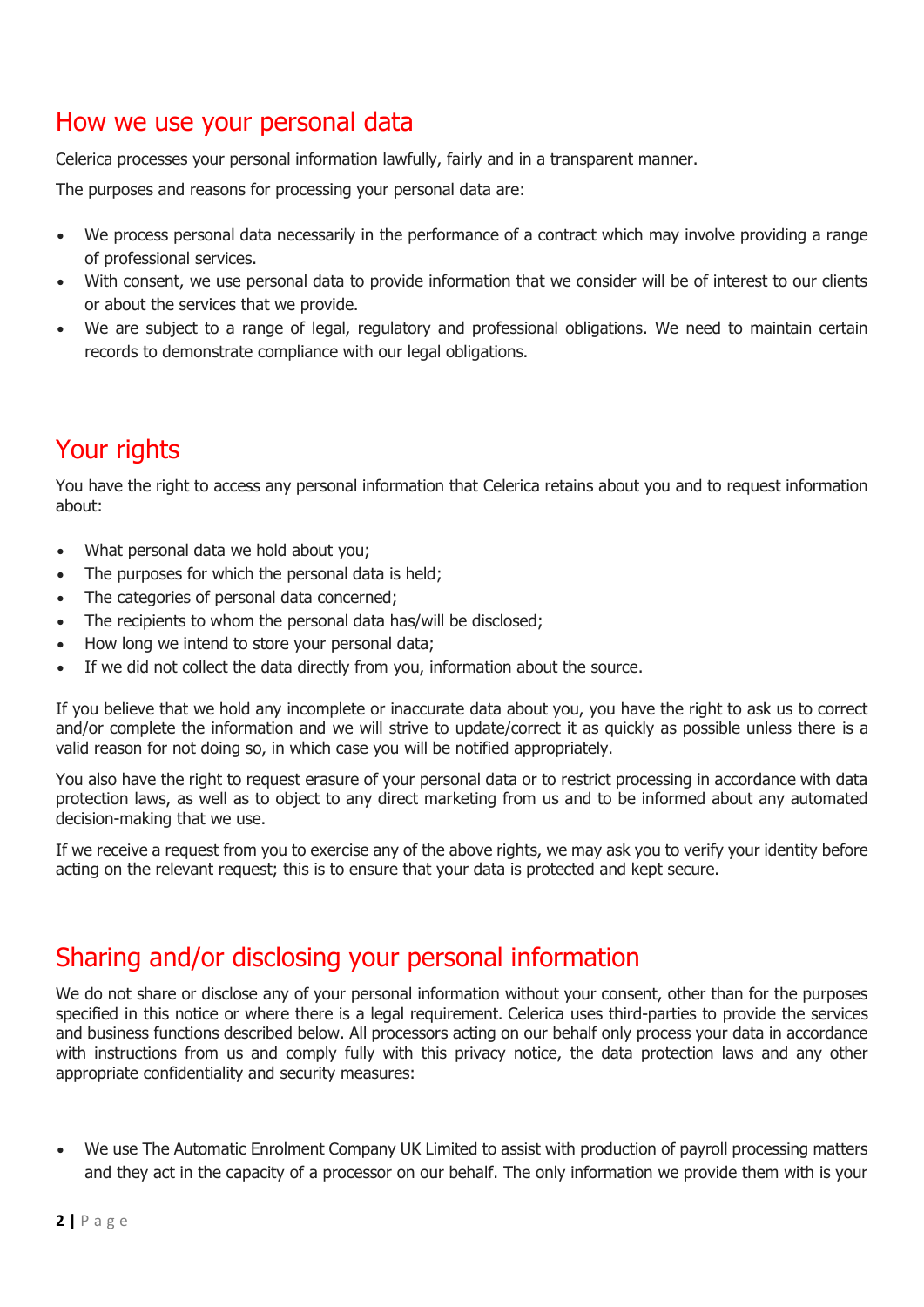## How we use your personal data

Celerica processes your personal information lawfully, fairly and in a transparent manner.

The purposes and reasons for processing your personal data are:

- We process personal data necessarily in the performance of a contract which may involve providing a range of professional services.
- With consent, we use personal data to provide information that we consider will be of interest to our clients or about the services that we provide.
- We are subject to a range of legal, regulatory and professional obligations. We need to maintain certain records to demonstrate compliance with our legal obligations.

## Your rights

You have the right to access any personal information that Celerica retains about you and to request information about:

- What personal data we hold about you;
- The purposes for which the personal data is held;
- The categories of personal data concerned;
- The recipients to whom the personal data has/will be disclosed;
- How long we intend to store your personal data;
- If we did not collect the data directly from you, information about the source.

If you believe that we hold any incomplete or inaccurate data about you, you have the right to ask us to correct and/or complete the information and we will strive to update/correct it as quickly as possible unless there is a valid reason for not doing so, in which case you will be notified appropriately.

You also have the right to request erasure of your personal data or to restrict processing in accordance with data protection laws, as well as to object to any direct marketing from us and to be informed about any automated decision-making that we use.

If we receive a request from you to exercise any of the above rights, we may ask you to verify your identity before acting on the relevant request; this is to ensure that your data is protected and kept secure.

## Sharing and/or disclosing your personal information

We do not share or disclose any of your personal information without your consent, other than for the purposes specified in this notice or where there is a legal requirement. Celerica uses third-parties to provide the services and business functions described below. All processors acting on our behalf only process your data in accordance with instructions from us and comply fully with this privacy notice, the data protection laws and any other appropriate confidentiality and security measures:

- We use The Automatic Enrolment Company UK Limited to assist with production of payroll processing matters and they act in the capacity of a processor on our behalf. The only information we provide them with is your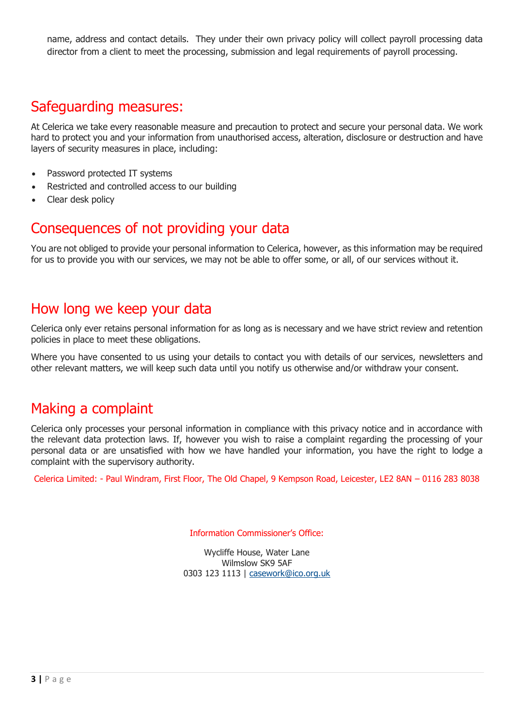name, address and contact details. They under their own privacy policy will collect payroll processing data director from a client to meet the processing, submission and legal requirements of payroll processing.

## Safeguarding measures:

At Celerica we take every reasonable measure and precaution to protect and secure your personal data. We work hard to protect you and your information from unauthorised access, alteration, disclosure or destruction and have layers of security measures in place, including:

- Password protected IT systems
- Restricted and controlled access to our building
- Clear desk policy

## Consequences of not providing your data

You are not obliged to provide your personal information to Celerica, however, as this information may be required for us to provide you with our services, we may not be able to offer some, or all, of our services without it.

## How long we keep your data

Celerica only ever retains personal information for as long as is necessary and we have strict review and retention policies in place to meet these obligations.

Where you have consented to us using your details to contact you with details of our services, newsletters and other relevant matters, we will keep such data until you notify us otherwise and/or withdraw your consent.

## Making a complaint

Celerica only processes your personal information in compliance with this privacy notice and in accordance with the relevant data protection laws. If, however you wish to raise a complaint regarding the processing of your personal data or are unsatisfied with how we have handled your information, you have the right to lodge a complaint with the supervisory authority.

Celerica Limited: - Paul Windram, First Floor, The Old Chapel, 9 Kempson Road, Leicester, LE2 8AN – 0116 283 8038

Information Commissioner's Office:

Wycliffe House, Water Lane
Wilmslow SK9 5AF
0303 123 1113 | casework@ico.org.uk